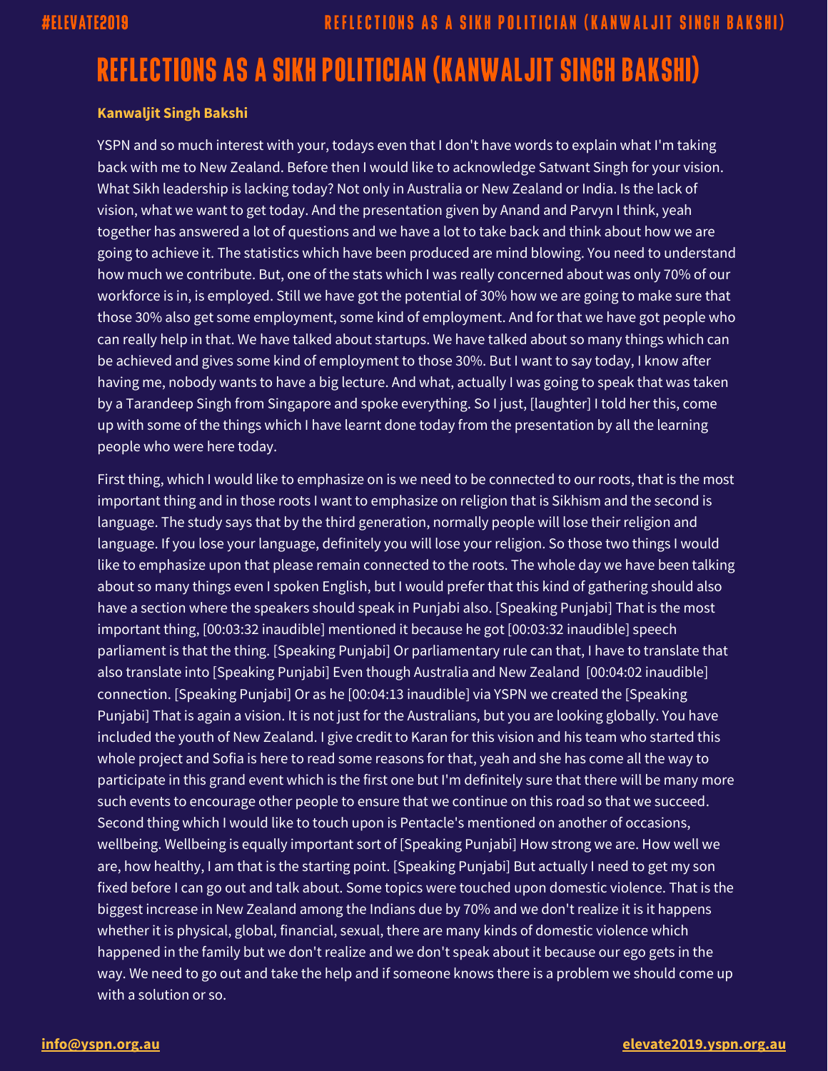# REFLECTIONS AS A SIKH POLITICIAN (KANWALJIT SINGH BAKSHI)

**Kanwaljit Singh Bakshi**

YSPN and so much interest with your, todays even that I don't have words to explain what I'm taking back with me to New Zealand. Before then I would like to acknowledge Satwant Singh for your vision. What Sikh leadership is lacking today? Not only in Australia or New Zealand or India. Is the lack of vision, what we want to get today. And the presentation given by Anand and Parvyn I think, yeah together has answered a lot of questions and we have a lot to take back and think about how we are going to achieve it. The statistics which have been produced are mind blowing. You need to understand how much we contribute. But, one of the stats which I was really concerned about was only 70% of our workforce is in, is employed. Still we have got the potential of 30% how we are going to make sure that those 30% also get some employment, some kind of employment. And for that we have got people who can really help in that. We have talked about startups. We have talked about so many things which can be achieved and gives some kind of employment to those 30%. But I want to say today, I know after having me, nobody wants to have a big lecture. And what, actually I was going to speak that was taken by a Tarandeep Singh from Singapore and spoke everything. So I just, [laughter] I told her this, come up with some of the things which I have learnt done today from the presentation by all the learning people who were here today.

First thing, which I would like to emphasize on is we need to be connected to our roots, that is the most important thing and in those roots I want to emphasize on religion that is Sikhism and the second is language. The study says that by the third generation, normally people will lose their religion and language. If you lose your language, definitely you will lose your religion. So those two things I would like to emphasize upon that please remain connected to the roots. The whole day we have been talking about so many things even I spoken English, but I would prefer that this kind of gathering should also have a section where the speakers should speak in Punjabi also. [Speaking Punjabi] That is the most important thing, [00:03:32 inaudible] mentioned it because he got [00:03:32 inaudible] speech parliament is that the thing. [Speaking Punjabi] Or parliamentary rule can that, I have to translate that also translate into [Speaking Punjabi] Even though Australia and New Zealand [00:04:02 inaudible] connection. [Speaking Punjabi] Or as he [00:04:13 inaudible] via YSPN we created the [Speaking Punjabi] That is again a vision. It is not just for the Australians, but you are looking globally. You have included the youth of New Zealand. I give credit to Karan for this vision and his team who started this whole project and Sofia is here to read some reasons for that, yeah and she has come all the way to participate in this grand event which is the first one but I'm definitely sure that there will be many more such events to encourage other people to ensure that we continue on this road so that we succeed. Second thing which I would like to touch upon is Pentacle's mentioned on another of occasions, wellbeing. Wellbeing is equally important sort of [Speaking Punjabi] How strong we are. How well we are, how healthy, I am that is the starting point. [Speaking Punjabi] But actually I need to get my son fixed before I can go out and talk about. Some topics were touched upon domestic violence. That is the biggest increase in New Zealand among the Indians due by 70% and we don't realize it is it happens whether it is physical, global, financial, sexual, there are many kinds of domestic violence which happened in the family but we don't realize and we don't speak about it because our ego gets in the way. We need to go out and take the help and if someone knows there is a problem we should come up with a solution or so.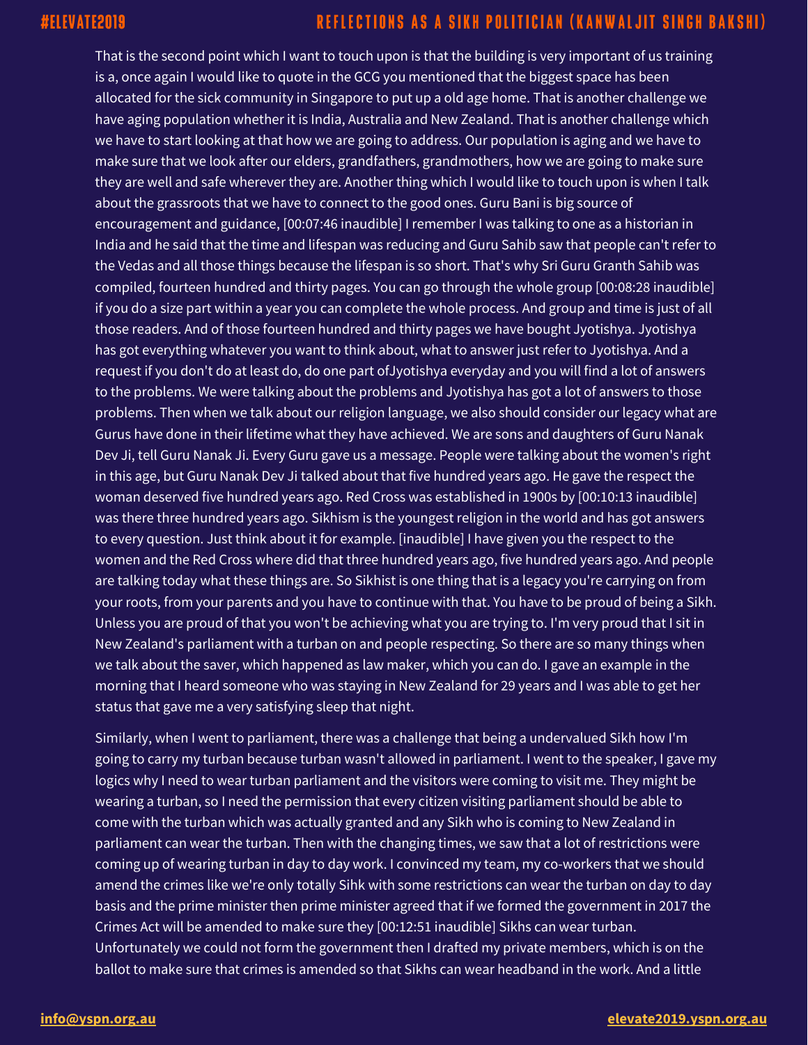That is the second point which I want to touch upon is that the building is very important of us training is a, once again I would like to quote in the GCG you mentioned that the biggest space has been allocated for the sick community in Singapore to put up a old age home. That is another challenge we have aging population whether it is India, Australia and New Zealand. That is another challenge which we have to start looking at that how we are going to address. Our population is aging and we have to make sure that we look after our elders, grandfathers, grandmothers, how we are going to make sure they are well and safe wherever they are. Another thing which I would like to touch upon is when I talk about the grassroots that we have to connect to the good ones. Guru Bani is big source of encouragement and guidance, [00:07:46 inaudible] I remember I was talking to one as a historian in India and he said that the time and lifespan was reducing and Guru Sahib saw that people can't refer to the Vedas and all those things because the lifespan is so short. That's why Sri Guru Granth Sahib was compiled, fourteen hundred and thirty pages. You can go through the whole group [00:08:28 inaudible] if you do a size part within a year you can complete the whole process. And group and time is just of all those readers. And of those fourteen hundred and thirty pages we have bought Jyotishya. Jyotishya has got everything whatever you want to think about, what to answer just refer to Jyotishya. And a request if you don't at least do, do one part ofJyotishya everyday and you will find a lot of answers to the problems. We were talking about the problems and Jyotishya has got a lot of answers to those problems. Then when we talk about our religion language, we also should consider our legacy what are Gurus have done in their lifetime what they have achieved. We are sons and daughters of Guru Nanak Dev Ji, tell Guru Nanak Ji. Every Guru gave us a message. People were talking about the women's right in this age, but Guru Nanak Dev Ji talked about that five hundred years ago. He gave the respect the woman deserved five hundred years ago. Red Cross was established in 1900s by [00:10:13 inaudible] was there three hundred years ago. Sikhism is the youngest religion in the world and has got answers to every question. Just think about it for example. [inaudible] I have given you the respect to the women and the Red Cross where did that three hundred years ago, five hundred years ago. And people are talking today what these things are. So Sikhist is one thing that is a legacy you're carrying on from your roots, from your parents and you have to continue with that. You have to be proud of being a Sikh. Unless you are proud of that you won't be achieving what you are trying to. I'm very proud that I sit in New Zealand's parliament with a turban on and people respecting. So there are so many things when we talk about the saver, which happened as law maker, which you can do. I gave an example in the morning that I heard someone who was staying in New Zealand for 29 years and I was able to get her status that gave me a very satisfying sleep that night.

Similarly, when I went to parliament, there was a challenge that being a undervalued Sikh how I'm going to carry my turban because turban wasn't allowed in parliament. I went to the speaker, I gave my logics why I need to wear turban parliament and the visitors were coming to visit me. They might be wearing a turban, so I need the permission that every citizen visiting parliament should be able to come with the turban which was actually granted and any Sikh who is coming to New Zealand in parliament can wear the turban. Then with the changing times, we saw that a lot of restrictions were coming up of wearing turban in day to day work. I convinced my team, my co-workers that we should amend the crimes like we're only totally Sihk with some restrictions can wear the turban on day to day basis and the prime minister then prime minister agreed that if we formed the government in 2017 the Crimes Act will be amended to make sure they [00:12:51 inaudible] Sikhs can wear turban. Unfortunately we could not form the government then I drafted my private members, which is on the ballot to make sure that crimes is amended so that Sikhs can wear headband in the work. And a little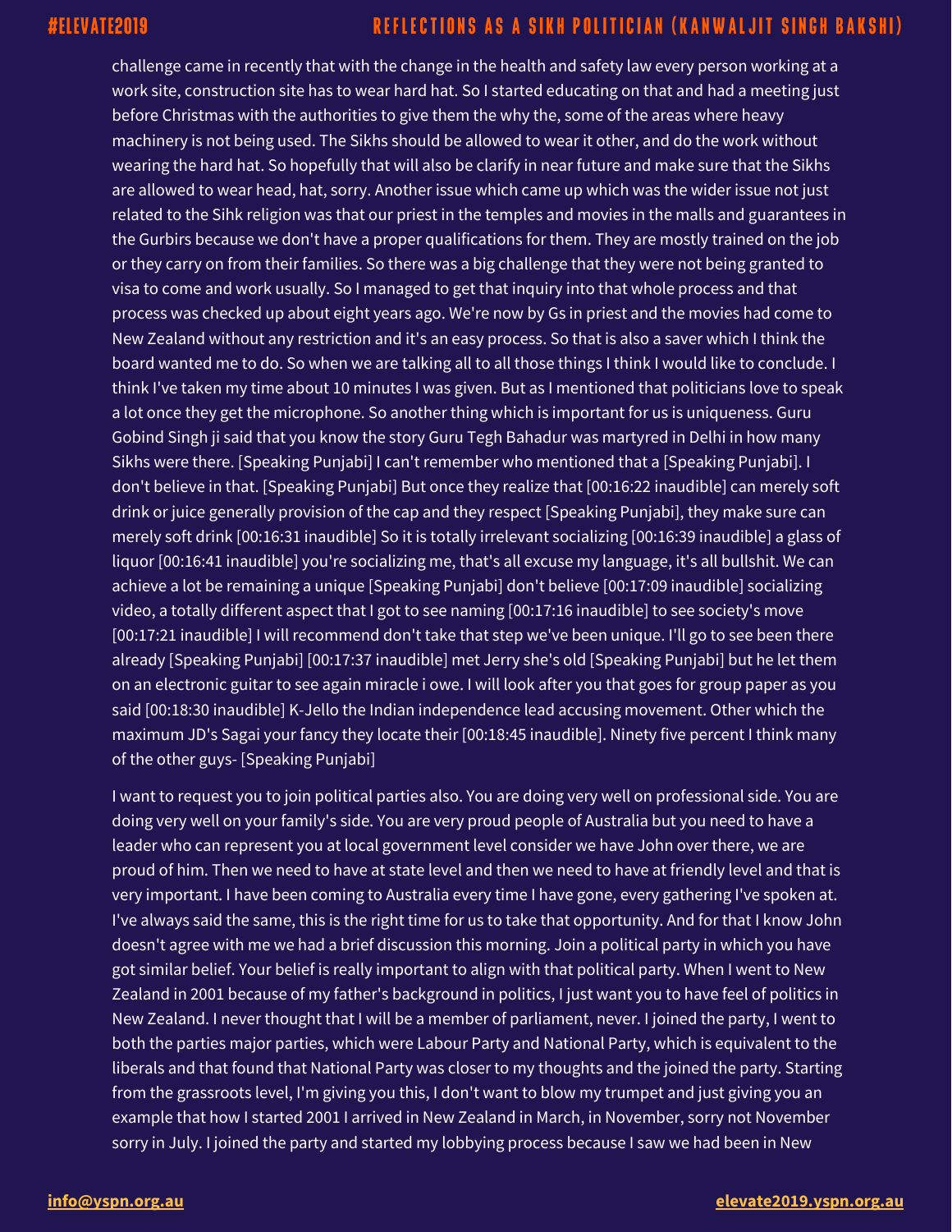challenge came in recently that with the change in the health and safety law every person working at a work site, construction site has to wear hard hat. So I started educating on that and had a meeting just before Christmas with the authorities to give them the why the, some of the areas where heavy machinery is not being used. The Sikhs should be allowed to wear it other, and do the work without wearing the hard hat. So hopefully that will also be clarify in near future and make sure that the Sikhs are allowed to wear head, hat, sorry. Another issue which came up which was the wider issue not just related to the Sihk religion was that our priest in the temples and movies in the malls and guarantees in the Gurbirs because we don't have a proper qualifications for them. They are mostly trained on the job or they carry on from their families. So there was a big challenge that they were not being granted to visa to come and work usually. So I managed to get that inquiry into that whole process and that process was checked up about eight years ago. We're now by Gs in priest and the movies had come to New Zealand without any restriction and it's an easy process. So that is also a saver which I think the board wanted me to do. So when we are talking all to all those things I think I would like to conclude. I think I've taken my time about 10 minutes I was given. But as I mentioned that politicians love to speak a lot once they get the microphone. So another thing which is important for us is uniqueness. Guru Gobind Singh ji said that you know the story Guru Tegh Bahadur was martyred in Delhi in how many Sikhs were there. [Speaking Punjabi] I can't remember who mentioned that a [Speaking Punjabi]. I don't believe in that. [Speaking Punjabi] But once they realize that [00:16:22 inaudible] can merely soft drink or juice generally provision of the cap and they respect [Speaking Punjabi], they make sure can merely soft drink [00:16:31 inaudible] So it is totally irrelevant socializing [00:16:39 inaudible] a glass of liquor [00:16:41 inaudible] you're socializing me, that's all excuse my language, it's all bullshit. We can achieve a lot be remaining a unique [Speaking Punjabi] don't believe [00:17:09 inaudible] socializing video, a totally different aspect that I got to see naming [00:17:16 inaudible] to see society's move [00:17:21 inaudible] I will recommend don't take that step we've been unique. I'll go to see been there already [Speaking Punjabi] [00:17:37 inaudible] met Jerry she's old [Speaking Punjabi] but he let them on an electronic guitar to see again miracle i owe. I will look after you that goes for group paper as you said [00:18:30 inaudible] K-Jello the Indian independence lead accusing movement. Other which the maximum JD's Sagai your fancy they locate their [00:18:45 inaudible]. Ninety five percent I think many of the other guys- [Speaking Punjabi]

I want to request you to join political parties also. You are doing very well on professional side. You are doing very well on your family's side. You are very proud people of Australia but you need to have a leader who can represent you at local government level consider we have John over there, we are proud of him. Then we need to have at state level and then we need to have at friendly level and that is very important. I have been coming to Australia every time I have gone, every gathering I've spoken at. I've always said the same, this is the right time for us to take that opportunity. And for that I know John doesn't agree with me we had a brief discussion this morning. Join a political party in which you have got similar belief. Your belief is really important to align with that political party. When I went to New Zealand in 2001 because of my father's background in politics, I just want you to have feel of politics in New Zealand. I never thought that I will be a member of parliament, never. I joined the party, I went to both the parties major parties, which were Labour Party and National Party, which is equivalent to the liberals and that found that National Party was closer to my thoughts and the joined the party. Starting from the grassroots level, I'm giving you this, I don't want to blow my trumpet and just giving you an example that how I started 2001 I arrived in New Zealand in March, in November, sorry not November sorry in July. I joined the party and started my lobbying process because I saw we had been in New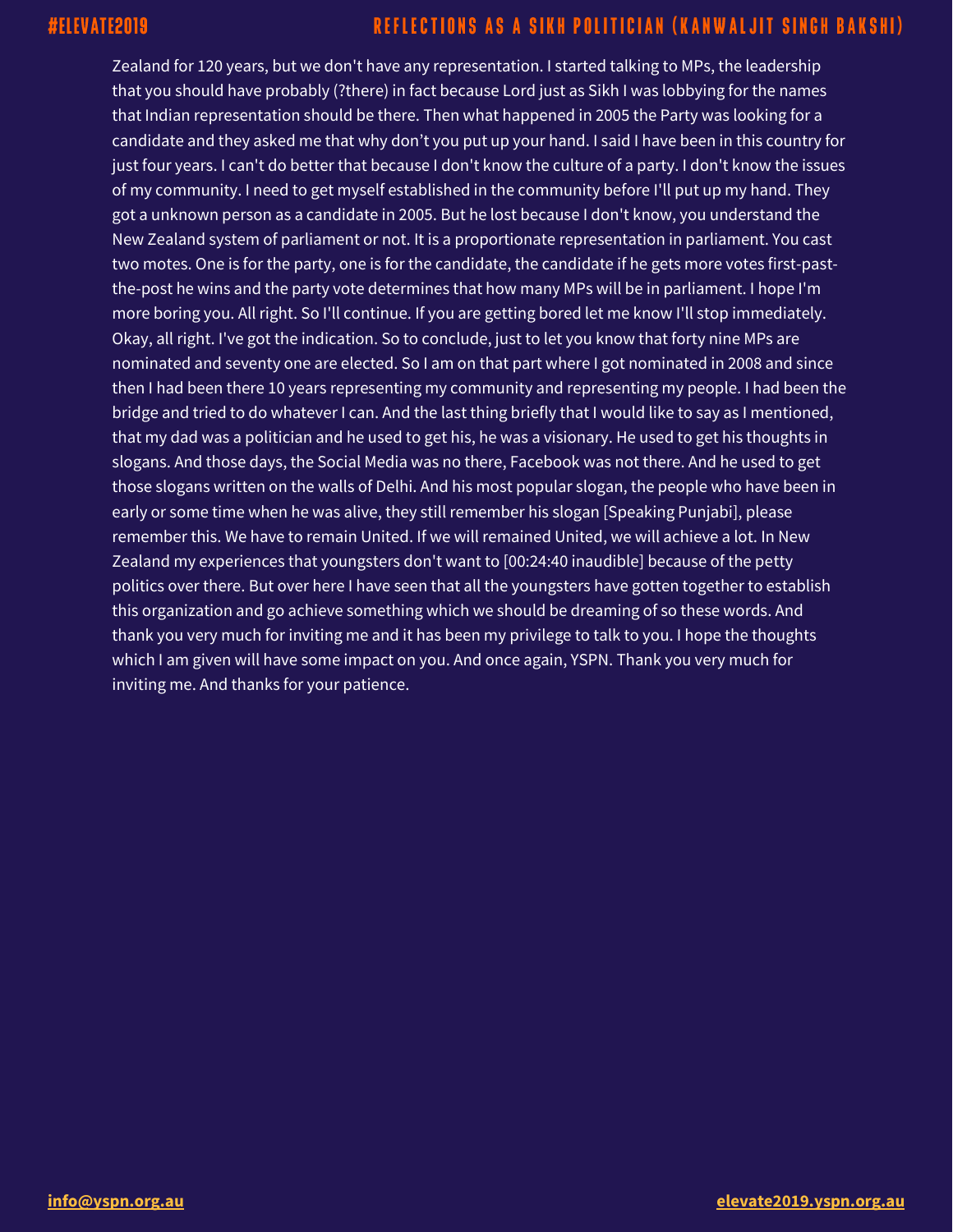Zealand for 120 years, but we don't have any representation. I started talking to MPs, the leadership that you should have probably (?there) in fact because Lord just as Sikh I was lobbying for the names that Indian representation should be there. Then what happened in 2005 the Party was looking for a candidate and they asked me that why don't you put up your hand. I said I have been in this country for just four years. I can't do better that because I don't know the culture of a party. I don't know the issues of my community. I need to get myself established in the community before I'll put up my hand. They got a unknown person as a candidate in 2005. But he lost because I don't know, you understand the New Zealand system of parliament or not. It is a proportionate representation in parliament. You cast two motes. One is for the party, one is for the candidate, the candidate if he gets more votes first-past-the-post he wins and the party vote determines that how many MPs will be in parliament. I hope I'm more boring you. All right. So I'll continue. If you are getting bored let me know I'll stop immediately. Okay, all right. I've got the indication. So to conclude, just to let you know that forty nine MPs are nominated and seventy one are elected. So I am on that part where I got nominated in 2008 and since then I had been there 10 years representing my community and representing my people. I had been the bridge and tried to do whatever I can. And the last thing briefly that I would like to say as I mentioned, that my dad was a politician and he used to get his, he was a visionary. He used to get his thoughts in slogans. And those days, the Social Media was no there, Facebook was not there. And he used to get those slogans written on the walls of Delhi. And his most popular slogan, the people who have been in early or some time when he was alive, they still remember his slogan [Speaking Punjabi], please remember this. We have to remain United. If we will remained United, we will achieve a lot. In New Zealand my experiences that youngsters don't want to [00:24:40 inaudible] because of the petty politics over there. But over here I have seen that all the youngsters have gotten together to establish this organization and go achieve something which we should be dreaming of so these words. And thank you very much for inviting me and it has been my privilege to talk to you. I hope the thoughts which I am given will have some impact on you. And once again, YSPN. Thank you very much for inviting me. And thanks for your patience.